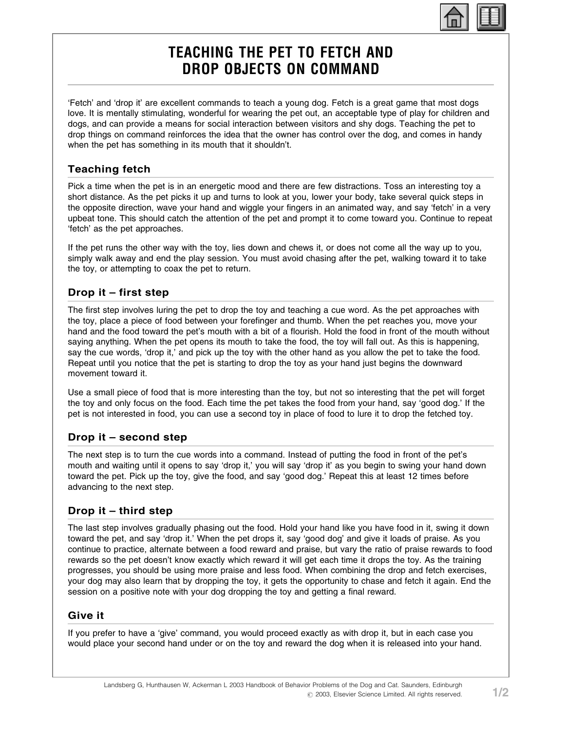# TEACHING THE PET TO FETCH AND DROP OBJECTS ON COMMAND

'Fetch' and 'drop it' are excellent commands to teach a young dog. Fetch is a great game that most dogs love. It is mentally stimulating, wonderful for wearing the pet out, an acceptable type of play for children and dogs, and can provide a means for social interaction between visitors and shy dogs. Teaching the pet to drop things on command reinforces the idea that the owner has control over the dog, and comes in handy when the pet has something in its mouth that it shouldn't.

## Teaching fetch

Pick a time when the pet is in an energetic mood and there are few distractions. Toss an interesting toy a short distance. As the pet picks it up and turns to look at you, lower your body, take several quick steps in the opposite direction, wave your hand and wiggle your fingers in an animated way, and say 'fetch' in a very upbeat tone. This should catch the attention of the pet and prompt it to come toward you. Continue to repeat 'fetch' as the pet approaches.

If the pet runs the other way with the toy, lies down and chews it, or does not come all the way up to you, simply walk away and end the play session. You must avoid chasing after the pet, walking toward it to take the toy, or attempting to coax the pet to return.

## Drop it – first step

The first step involves luring the pet to drop the toy and teaching a cue word. As the pet approaches with the toy, place a piece of food between your forefinger and thumb. When the pet reaches you, move your hand and the food toward the pet's mouth with a bit of a flourish. Hold the food in front of the mouth without saying anything. When the pet opens its mouth to take the food, the toy will fall out. As this is happening, say the cue words, 'drop it,' and pick up the toy with the other hand as you allow the pet to take the food. Repeat until you notice that the pet is starting to drop the toy as your hand just begins the downward movement toward it.

Use a small piece of food that is more interesting than the toy, but not so interesting that the pet will forget the toy and only focus on the food. Each time the pet takes the food from your hand, say 'good dog.' If the pet is not interested in food, you can use a second toy in place of food to lure it to drop the fetched toy.

## Drop it – second step

The next step is to turn the cue words into a command. Instead of putting the food in front of the pet's mouth and waiting until it opens to say 'drop it,' you will say 'drop it' as you begin to swing your hand down toward the pet. Pick up the toy, give the food, and say 'good dog.' Repeat this at least 12 times before advancing to the next step.

## Drop it – third step

The last step involves gradually phasing out the food. Hold your hand like you have food in it, swing it down toward the pet, and say 'drop it.' When the pet drops it, say 'good dog' and give it loads of praise. As you continue to practice, alternate between a food reward and praise, but vary the ratio of praise rewards to food rewards so the pet doesn't know exactly which reward it will get each time it drops the toy. As the training progresses, you should be using more praise and less food. When combining the drop and fetch exercises, your dog may also learn that by dropping the toy, it gets the opportunity to chase and fetch it again. End the session on a positive note with your dog dropping the toy and getting a final reward.

## Give it

If you prefer to have a 'give' command, you would proceed exactly as with drop it, but in each case you would place your second hand under or on the toy and reward the dog when it is released into your hand.

Landsberg G, Hunthausen W, Ackerman L 2003 Handbook of Behavior Problems of the Dog and Cat. Saunders, Edinburgh
© 2003, Elsevier Science Limited. All rights reserved.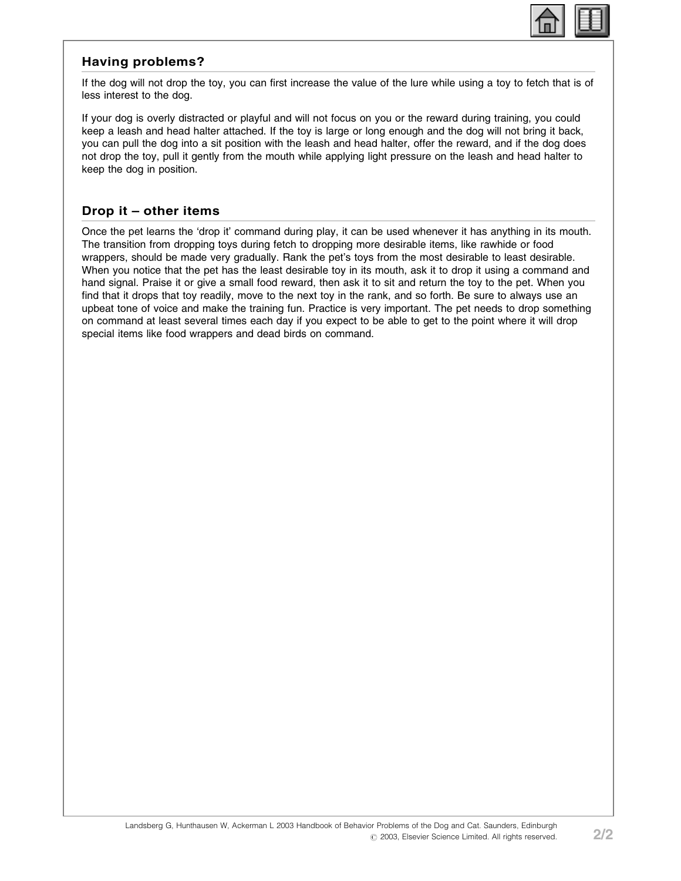## Having problems?

If the dog will not drop the toy, you can first increase the value of the lure while using a toy to fetch that is of less interest to the dog.

If your dog is overly distracted or playful and will not focus on you or the reward during training, you could keep a leash and head halter attached. If the toy is large or long enough and the dog will not bring it back, you can pull the dog into a sit position with the leash and head halter, offer the reward, and if the dog does not drop the toy, pull it gently from the mouth while applying light pressure on the leash and head halter to keep the dog in position.

## Drop it – other items

Once the pet learns the 'drop it' command during play, it can be used whenever it has anything in its mouth. The transition from dropping toys during fetch to dropping more desirable items, like rawhide or food wrappers, should be made very gradually. Rank the pet's toys from the most desirable to least desirable. When you notice that the pet has the least desirable toy in its mouth, ask it to drop it using a command and hand signal. Praise it or give a small food reward, then ask it to sit and return the toy to the pet. When you find that it drops that toy readily, move to the next toy in the rank, and so forth. Be sure to always use an upbeat tone of voice and make the training fun. Practice is very important. The pet needs to drop something on command at least several times each day if you expect to be able to get to the point where it will drop special items like food wrappers and dead birds on command.

Landsberg G, Hunthausen W, Ackerman L 2003 Handbook of Behavior Problems of the Dog and Cat. Saunders, Edinburgh
© 2003, Elsevier Science Limited. All rights reserved.